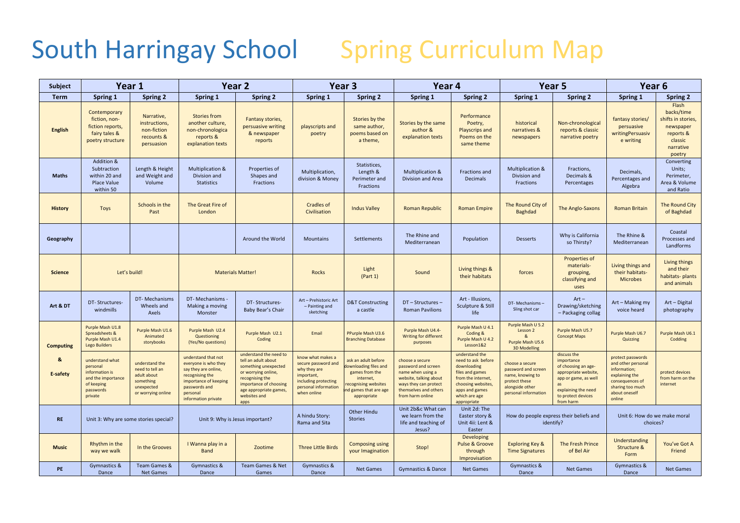# South Harringay School Spring Curriculum Map

| Subject | Year 1 | | Year 2 | | Year 3 | | Year 4 | | Year 5 | | Year 6 | |
|---|---|---|---|---|---|---|---|---|---|---|---|---|
| **Term** | **Spring 1** | **Spring 2** | **Spring 1** | **Spring 2** | **Spring 1** | **Spring 2** | **Spring 1** | **Spring 2** | **Spring 1** | **Spring 2** | **Spring 1** | **Spring 2** |
| **English** | Contemporary fiction, non-fiction reports, fairy tales & poetry structure | Narrative, instructions, non-fiction recounts & persuasion | Stories from another culture, non-chronologica reports & explanation texts | Fantasy stories, persuasive writing & newspaper reports | playscripts and poetry | Stories by the same author, poems based on a theme, | Stories by the same author & explanation texts | Performance Poetry, Playscrips and Poems on the same theme | historical narratives & newspapers | Non-chronological reports & classic narrative poetry | fantasy stories/ persuasive writingPersuasive writing | Flash backs/time shifts in stories, newspaper reports & classic narrative poetry |
| **Maths** | Addition & Subtraction within 20 and Place Value within 50 | Length & Height and Weight and Volume | Multiplication & Division and Statistics | Properties of Shapes and Fractions | Multiplication, division & Money | Statistices, Length & Perimeter and Fractions | Multiplication & Division and Area | Fractions and Decimals | Multiplication & Division and Fractions | Fractions, Decimals & Percentages | Decimals, Percentages and Algebra | Converting Units; Perimeter, Area & Volume and Ratio |
| **History** | Toys | Schools in the Past | The Great Fire of London | | Cradles of Civilisation | Indus Valley | Roman Republic | Roman Empire | The Round City of Baghdad | The Anglo-Saxons | Roman Britain | The Round City of Baghdad |
| **Geography** | | | | Around the World | Mountains | Settlements | The Rhine and Mediterranean | Population | Desserts | Why is California so Thirsty? | The Rhine & Mediterranean | Coastal Processes and Landforms |
| **Science** | Let's build! | | Materials Matter! | | Rocks | Light (Part 1) | Sound | Living things & their habitats | forces | Properties of materials- grouping, classifying and uses | Living things and their habitats- Microbes | Living things and their habitats- plants and animals |
| **Art & DT** | DT- Structures- windmills | DT- Mechanisms Wheels and Axels | DT- Mechanisms - Making a moving Monster | DT- Structures- Baby Bear's Chair | Art – Prehistoric Art – Painting and sketching | D&T Constructing a castle | DT – Structures – Roman Pavilions | Art - Illusions, Sculpture & Still life | DT- Mechanisms – Sling shot car | Art – Drawing/sketching – Packaging collag | Art – Making my voice heard | Art – Digital photography |
| **Computing & E-safety** | Purple Mash U1.8 Spreadsheets & Purple Mash U1.4 Lego Builders | Purple Mash U1.6 Animated storybooks | Purple Mash U2.4 Questioning (Yes/No questions) | Purple Mash U2.1 Coding | Email | PPurple Mash U3.6 Branching Database | Purple Mash U4.4- Writing for different purposes | Purple Mash U 4.1 Coding & Purple Mash U 4.2 Lesson1&2 | Purple Mash U 5.2 Lesson 2 & Purple Mash U5.6 3D Modelling | Purple Mash U5.7 Concept Maps | Purple Mash U6.7 Quizzing | Purple Mash U6.1 Codding |
| | understand what personal information is and the importance of keeping passwords private | understand the need to tell an adult about something unexpected or worrying online | understand that not everyone is who they say they are online, recognising the importance of keeping passwords and personal information private | understand the need to tell an adult about something unexpected or worrying online, recognising the importance of choosing age appropriate games, websites and apps | know what makes a secure password and why they are important, including protecting personal information when online | ask an adult before downloading files and games from the internet, recognising websites and games that are age appropriate | choose a secure password and screen name when using a website, talking about ways they can protect themselves and others from harm online | understand the need to ask before downloading files and games from the internet, choosing websites, apps and games which are age appropriate | choose a secure password and screen name, knowing to protect these alongside other personal information | discuss the importance of choosing an age-appropriate website, app or game, as well as explaining the need to protect devices from harm | protect passwords and other personal information; explaining the consequences of sharing too much about oneself online | protect devices from harm on the internet |
| **RE** | Unit 3: Why are some stories special? | | Unit 9: Why is Jesus important? | | A hindu Story: Rama and Sita | Other Hindu Stories | Unit 2b&c What can we learn from the life and teaching of Jesus? | Unit 2d: The Easter story & Unit 4ii: Lent & Easter | How do people express their beliefs and identify? | | Unit 6: How do we make moral choices? | |
| **Music** | Rhythm in the way we walk | In the Grooves | I Wanna play in a Band | Zootime | Three Little Birds | Composing using your Imagination | Stop! | Developing Pulse & Groove through Improvisation | Exploring Key & Time Signatures | The Fresh Prince of Bel Air | Understanding Structure & Form | You've Got A Friend |
| **PE** | Gymnastics & Dance | Team Games & Net Games | Gymnastics & Dance | Team Games & Net Games | Gymnastics & Dance | Net Games | Gymnastics & Dance | Net Games | Gymnastics & Dance | Net Games | Gymnastics & Dance | Net Games |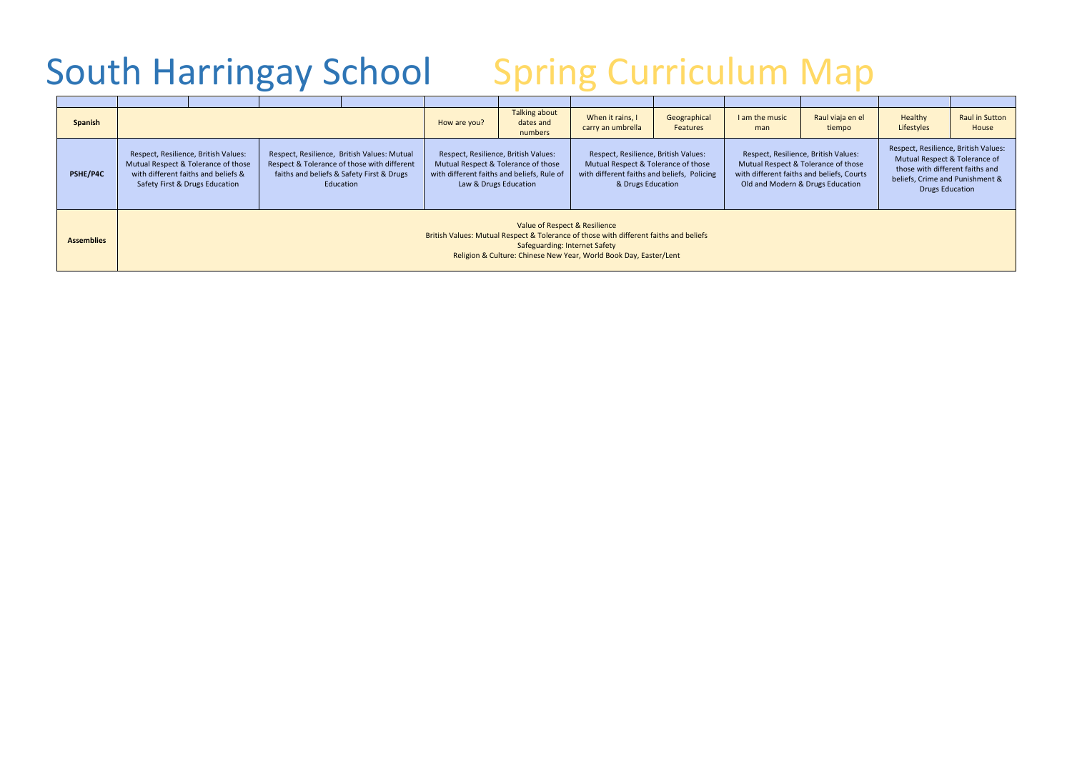# South Harringay School Spring Curriculum Map

| | | | | | | | | | | | | |
|---|---|---|---|---|---|---|---|---|---|---|---|---|
| **Spanish** | | | | | How are you? | Talking about dates and numbers | When it rains, I carry an umbrella | Geographical Features | I am the music man | Raul viaja en el tiempo | Healthy Lifestyles | Raul in Sutton House |
| **PSHE/P4C** | Respect, Resilience, British Values: Mutual Respect & Tolerance of those with different faiths and beliefs & Safety First & Drugs Education | | Respect, Resilience, British Values: Mutual Respect & Tolerance of those with different faiths and beliefs & Safety First & Drugs Education | | Respect, Resilience, British Values: Mutual Respect & Tolerance of those with different faiths and beliefs, Rule of Law & Drugs Education | | Respect, Resilience, British Values: Mutual Respect & Tolerance of those with different faiths and beliefs, Policing & Drugs Education | | Respect, Resilience, British Values: Mutual Respect & Tolerance of those with different faiths and beliefs, Courts Old and Modern & Drugs Education | | Respect, Resilience, British Values: Mutual Respect & Tolerance of those with different faiths and beliefs, Crime and Punishment & Drugs Education | |
| **Assemblies** | Value of Respect & Resilience<br>British Values: Mutual Respect & Tolerance of those with different faiths and beliefs<br>Safeguarding: Internet Safety<br>Religion & Culture: Chinese New Year, World Book Day, Easter/Lent | | | | | | | | | | | |